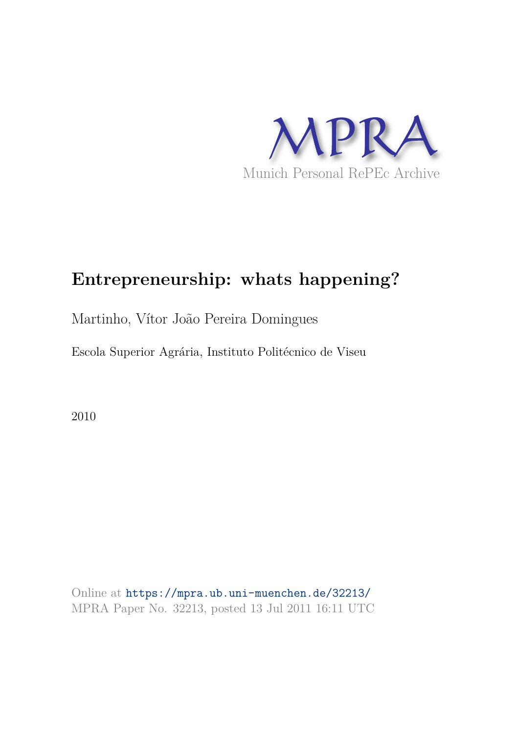# Entrepreneurship: whats happening?

Martinho, Vítor João Pereira Domingues

Escola Superior Agrária, Instituto Politécnico de Viseu

2010

Online at https://mpra.ub.uni-muenchen.de/32213/
MPRA Paper No. 32213, posted 13 Jul 2011 16:11 UTC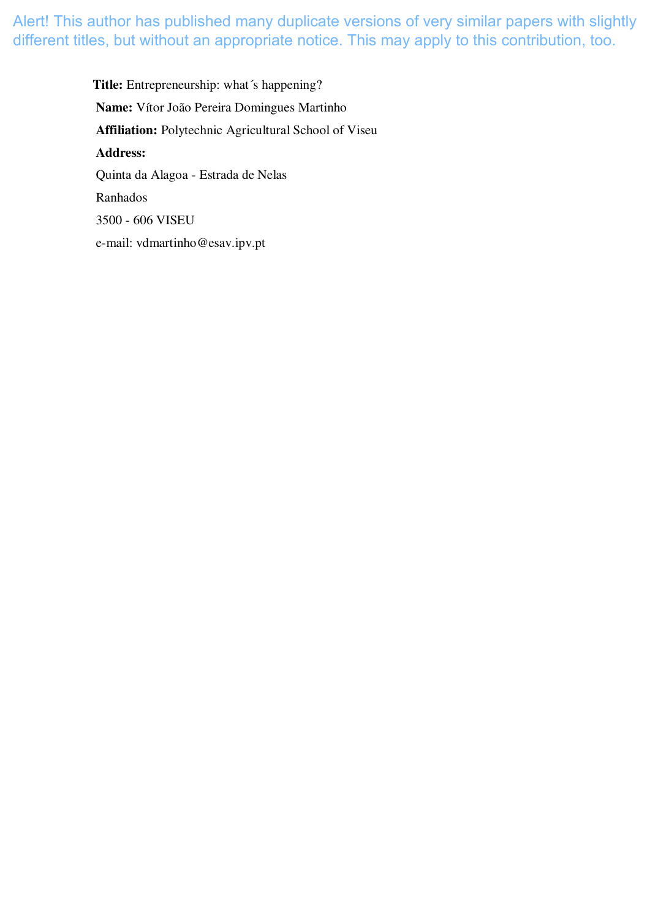Alert! This author has published many duplicate versions of very similar papers with slightly different titles, but without an appropriate notice. This may apply to this contribution, too.

**Title:** Entrepreneurship: what´s happening?

**Name:** Vítor João Pereira Domingues Martinho

**Affiliation:** Polytechnic Agricultural School of Viseu

**Address:**

Quinta da Alagoa - Estrada de Nelas

Ranhados

3500 - 606 VISEU

e-mail: vdmartinho@esav.ipv.pt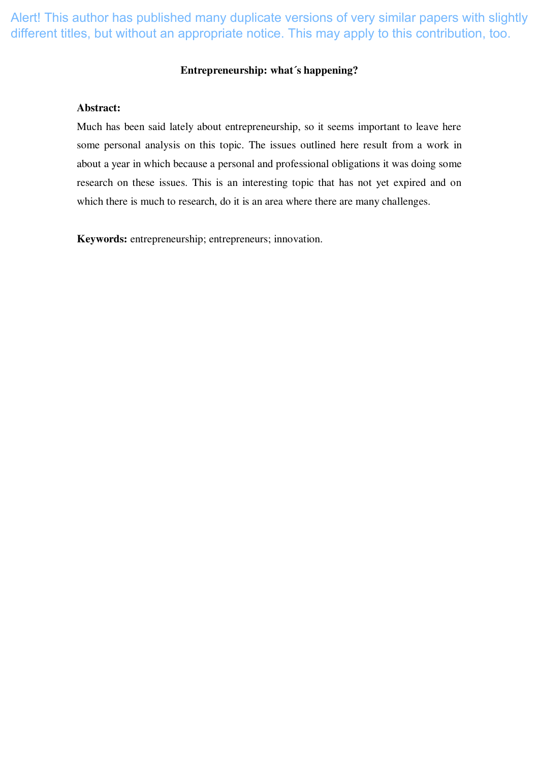Alert! This author has published many duplicate versions of very similar papers with slightly different titles, but without an appropriate notice. This may apply to this contribution, too.

**Entrepreneurship: what´s happening?**

**Abstract:**

Much has been said lately about entrepreneurship, so it seems important to leave here some personal analysis on this topic. The issues outlined here result from a work in about a year in which because a personal and professional obligations it was doing some research on these issues. This is an interesting topic that has not yet expired and on which there is much to research, do it is an area where there are many challenges.

**Keywords:** entrepreneurship; entrepreneurs; innovation.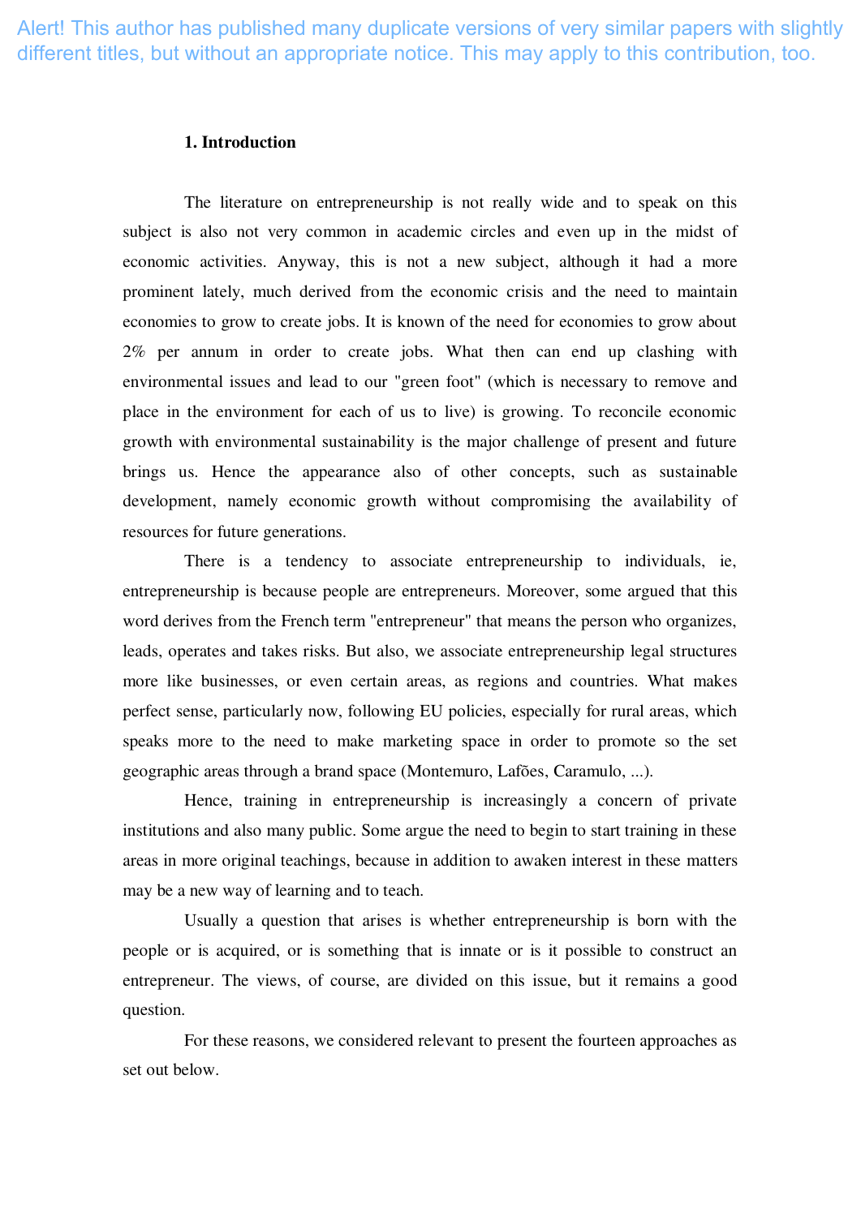## 1. Introduction

The literature on entrepreneurship is not really wide and to speak on this subject is also not very common in academic circles and even up in the midst of economic activities. Anyway, this is not a new subject, although it had a more prominent lately, much derived from the economic crisis and the need to maintain economies to grow to create jobs. It is known of the need for economies to grow about 2% per annum in order to create jobs. What then can end up clashing with environmental issues and lead to our "green foot" (which is necessary to remove and place in the environment for each of us to live) is growing. To reconcile economic growth with environmental sustainability is the major challenge of present and future brings us. Hence the appearance also of other concepts, such as sustainable development, namely economic growth without compromising the availability of resources for future generations.

There is a tendency to associate entrepreneurship to individuals, ie, entrepreneurship is because people are entrepreneurs. Moreover, some argued that this word derives from the French term "entrepreneur" that means the person who organizes, leads, operates and takes risks. But also, we associate entrepreneurship legal structures more like businesses, or even certain areas, as regions and countries. What makes perfect sense, particularly now, following EU policies, especially for rural areas, which speaks more to the need to make marketing space in order to promote so the set geographic areas through a brand space (Montemuro, Lafões, Caramulo, ...).

Hence, training in entrepreneurship is increasingly a concern of private institutions and also many public. Some argue the need to begin to start training in these areas in more original teachings, because in addition to awaken interest in these matters may be a new way of learning and to teach.

Usually a question that arises is whether entrepreneurship is born with the people or is acquired, or is something that is innate or is it possible to construct an entrepreneur. The views, of course, are divided on this issue, but it remains a good question.

For these reasons, we considered relevant to present the fourteen approaches as set out below.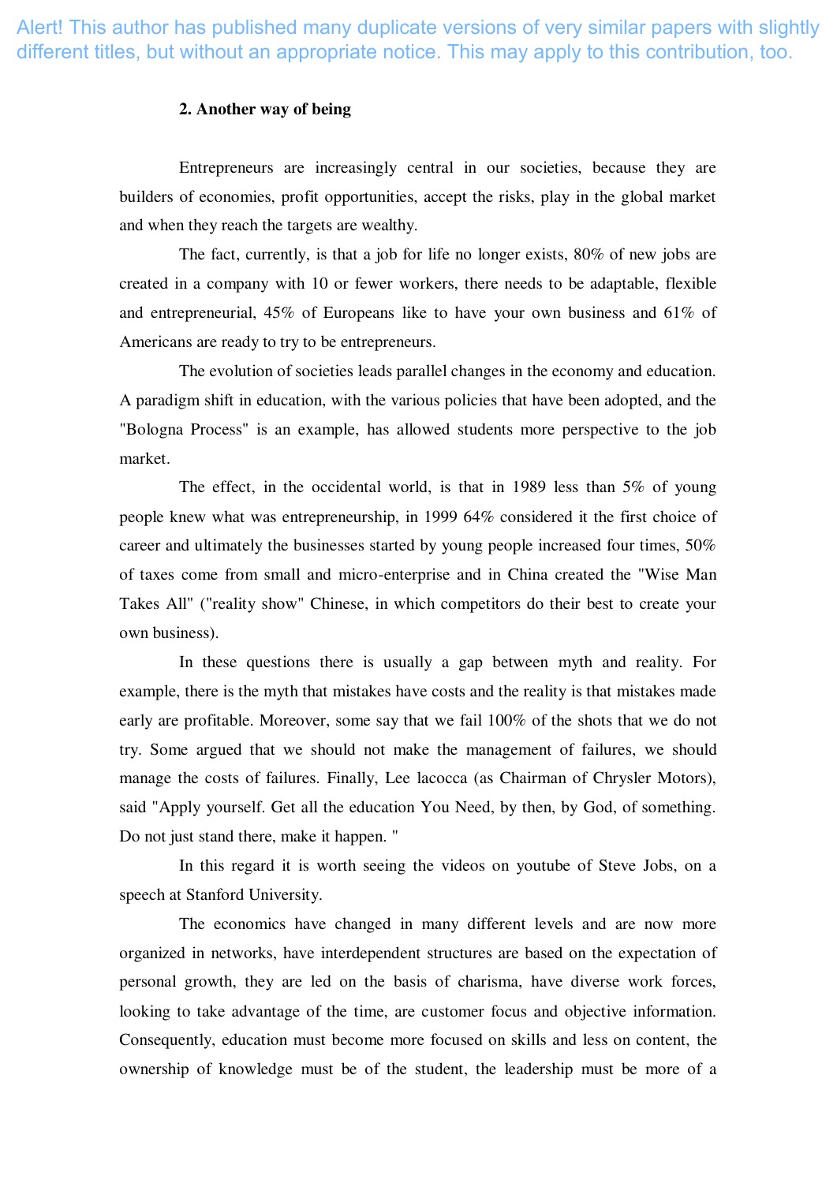Alert! This author has published many duplicate versions of very similar papers with slightly different titles, but without an appropriate notice. This may apply to this contribution, too.

## 2. Another way of being

Entrepreneurs are increasingly central in our societies, because they are builders of economies, profit opportunities, accept the risks, play in the global market and when they reach the targets are wealthy.

The fact, currently, is that a job for life no longer exists, 80% of new jobs are created in a company with 10 or fewer workers, there needs to be adaptable, flexible and entrepreneurial, 45% of Europeans like to have your own business and 61% of Americans are ready to try to be entrepreneurs.

The evolution of societies leads parallel changes in the economy and education. A paradigm shift in education, with the various policies that have been adopted, and the "Bologna Process" is an example, has allowed students more perspective to the job market.

The effect, in the occidental world, is that in 1989 less than 5% of young people knew what was entrepreneurship, in 1999 64% considered it the first choice of career and ultimately the businesses started by young people increased four times, 50% of taxes come from small and micro-enterprise and in China created the "Wise Man Takes All" ("reality show" Chinese, in which competitors do their best to create your own business).

In these questions there is usually a gap between myth and reality. For example, there is the myth that mistakes have costs and the reality is that mistakes made early are profitable. Moreover, some say that we fail 100% of the shots that we do not try. Some argued that we should not make the management of failures, we should manage the costs of failures. Finally, Lee lacocca (as Chairman of Chrysler Motors), said "Apply yourself. Get all the education You Need, by then, by God, of something. Do not just stand there, make it happen. "

In this regard it is worth seeing the videos on youtube of Steve Jobs, on a speech at Stanford University.

The economics have changed in many different levels and are now more organized in networks, have interdependent structures are based on the expectation of personal growth, they are led on the basis of charisma, have diverse work forces, looking to take advantage of the time, are customer focus and objective information. Consequently, education must become more focused on skills and less on content, the ownership of knowledge must be of the student, the leadership must be more of a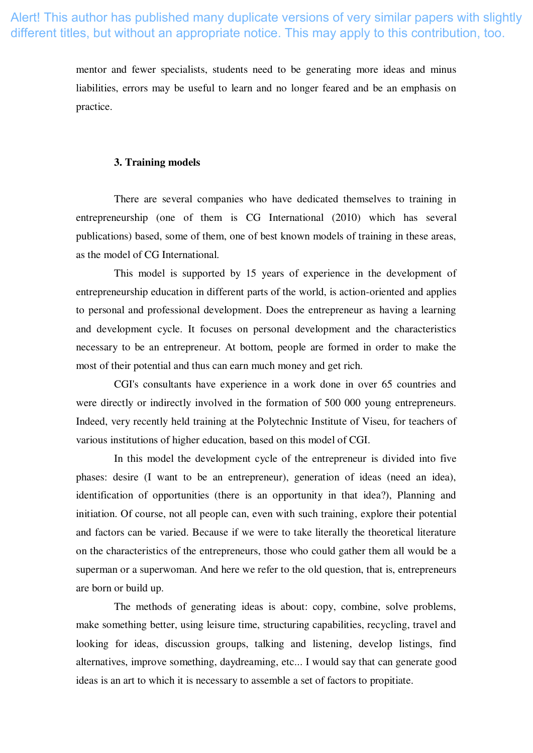mentor and fewer specialists, students need to be generating more ideas and minus liabilities, errors may be useful to learn and no longer feared and be an emphasis on practice.

### 3. Training models

There are several companies who have dedicated themselves to training in entrepreneurship (one of them is CG International (2010) which has several publications) based, some of them, one of best known models of training in these areas, as the model of CG International.

This model is supported by 15 years of experience in the development of entrepreneurship education in different parts of the world, is action-oriented and applies to personal and professional development. Does the entrepreneur as having a learning and development cycle. It focuses on personal development and the characteristics necessary to be an entrepreneur. At bottom, people are formed in order to make the most of their potential and thus can earn much money and get rich.

CGI's consultants have experience in a work done in over 65 countries and were directly or indirectly involved in the formation of 500 000 young entrepreneurs. Indeed, very recently held training at the Polytechnic Institute of Viseu, for teachers of various institutions of higher education, based on this model of CGI.

In this model the development cycle of the entrepreneur is divided into five phases: desire (I want to be an entrepreneur), generation of ideas (need an idea), identification of opportunities (there is an opportunity in that idea?), Planning and initiation. Of course, not all people can, even with such training, explore their potential and factors can be varied. Because if we were to take literally the theoretical literature on the characteristics of the entrepreneurs, those who could gather them all would be a superman or a superwoman. And here we refer to the old question, that is, entrepreneurs are born or build up.

The methods of generating ideas is about: copy, combine, solve problems, make something better, using leisure time, structuring capabilities, recycling, travel and looking for ideas, discussion groups, talking and listening, develop listings, find alternatives, improve something, daydreaming, etc... I would say that can generate good ideas is an art to which it is necessary to assemble a set of factors to propitiate.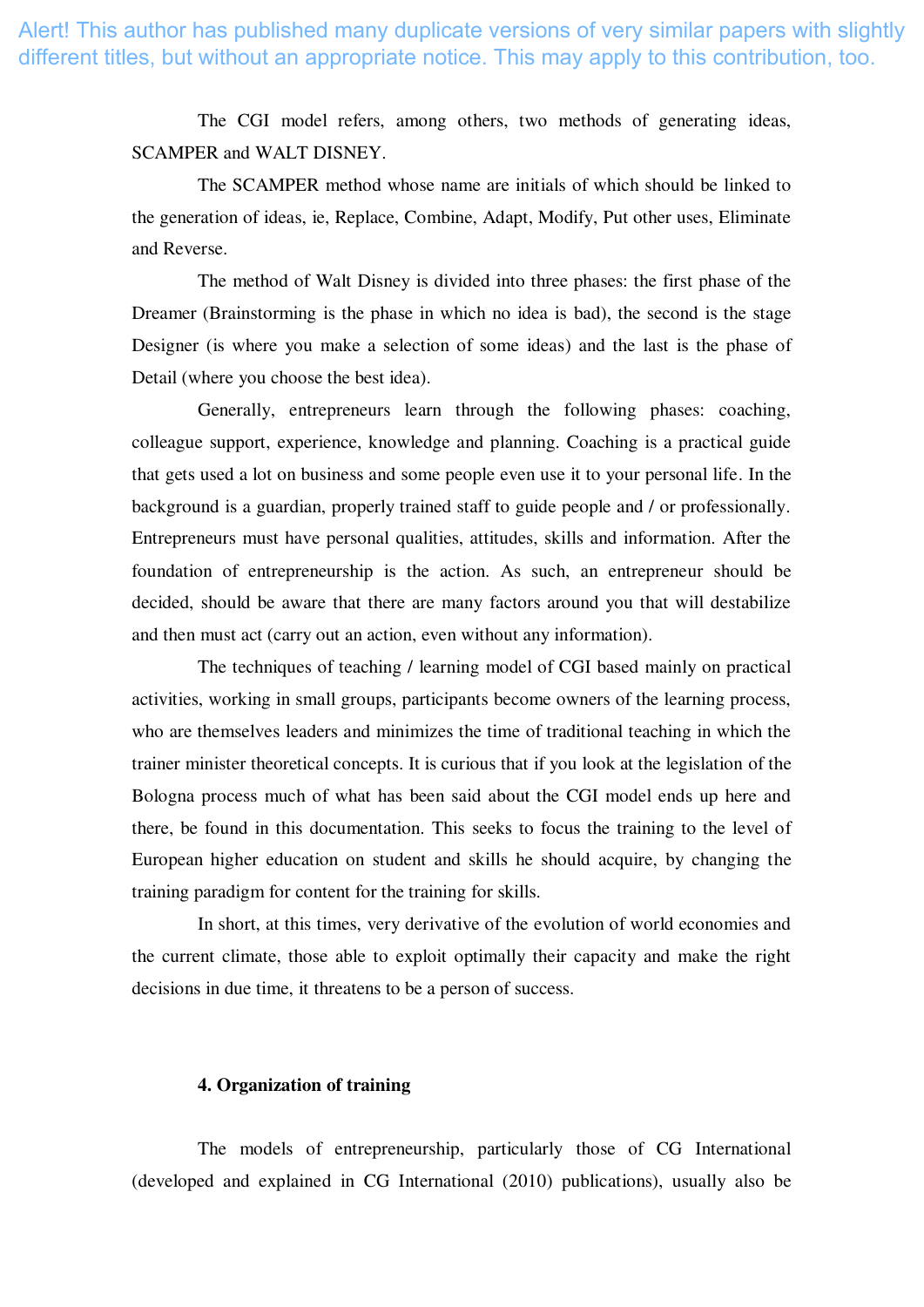Alert! This author has published many duplicate versions of very similar papers with slightly different titles, but without an appropriate notice. This may apply to this contribution, too.

The CGI model refers, among others, two methods of generating ideas, SCAMPER and WALT DISNEY.

The SCAMPER method whose name are initials of which should be linked to the generation of ideas, ie, Replace, Combine, Adapt, Modify, Put other uses, Eliminate and Reverse.

The method of Walt Disney is divided into three phases: the first phase of the Dreamer (Brainstorming is the phase in which no idea is bad), the second is the stage Designer (is where you make a selection of some ideas) and the last is the phase of Detail (where you choose the best idea).

Generally, entrepreneurs learn through the following phases: coaching, colleague support, experience, knowledge and planning. Coaching is a practical guide that gets used a lot on business and some people even use it to your personal life. In the background is a guardian, properly trained staff to guide people and / or professionally. Entrepreneurs must have personal qualities, attitudes, skills and information. After the foundation of entrepreneurship is the action. As such, an entrepreneur should be decided, should be aware that there are many factors around you that will destabilize and then must act (carry out an action, even without any information).

The techniques of teaching / learning model of CGI based mainly on practical activities, working in small groups, participants become owners of the learning process, who are themselves leaders and minimizes the time of traditional teaching in which the trainer minister theoretical concepts. It is curious that if you look at the legislation of the Bologna process much of what has been said about the CGI model ends up here and there, be found in this documentation. This seeks to focus the training to the level of European higher education on student and skills he should acquire, by changing the training paradigm for content for the training for skills.

In short, at this times, very derivative of the evolution of world economies and the current climate, those able to exploit optimally their capacity and make the right decisions in due time, it threatens to be a person of success.

## 4. Organization of training

The models of entrepreneurship, particularly those of CG International (developed and explained in CG International (2010) publications), usually also be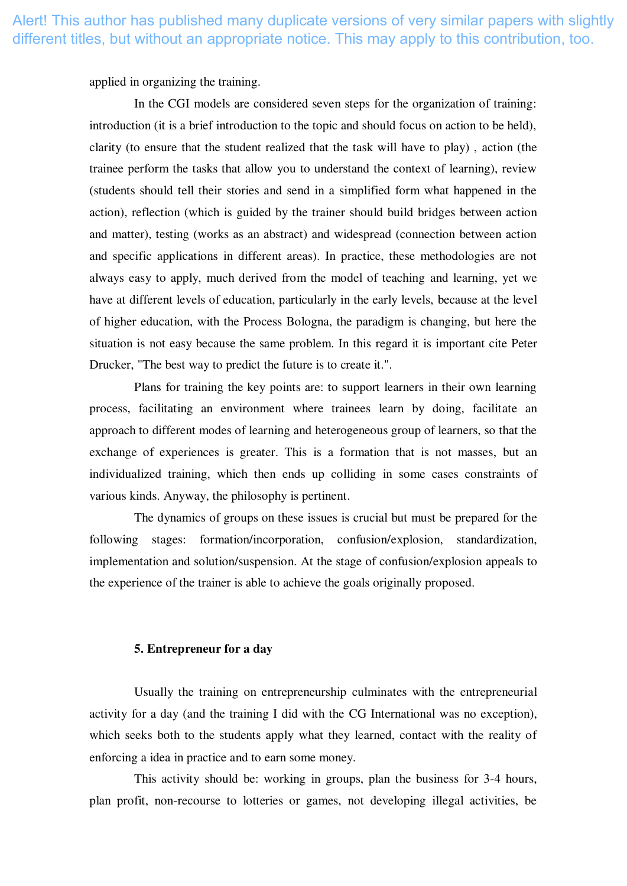applied in organizing the training.

In the CGI models are considered seven steps for the organization of training: introduction (it is a brief introduction to the topic and should focus on action to be held), clarity (to ensure that the student realized that the task will have to play) , action (the trainee perform the tasks that allow you to understand the context of learning), review (students should tell their stories and send in a simplified form what happened in the action), reflection (which is guided by the trainer should build bridges between action and matter), testing (works as an abstract) and widespread (connection between action and specific applications in different areas). In practice, these methodologies are not always easy to apply, much derived from the model of teaching and learning, yet we have at different levels of education, particularly in the early levels, because at the level of higher education, with the Process Bologna, the paradigm is changing, but here the situation is not easy because the same problem. In this regard it is important cite Peter Drucker, "The best way to predict the future is to create it.".

Plans for training the key points are: to support learners in their own learning process, facilitating an environment where trainees learn by doing, facilitate an approach to different modes of learning and heterogeneous group of learners, so that the exchange of experiences is greater. This is a formation that is not masses, but an individualized training, which then ends up colliding in some cases constraints of various kinds. Anyway, the philosophy is pertinent.

The dynamics of groups on these issues is crucial but must be prepared for the following stages: formation/incorporation, confusion/explosion, standardization, implementation and solution/suspension. At the stage of confusion/explosion appeals to the experience of the trainer is able to achieve the goals originally proposed.

## 5. Entrepreneur for a day

Usually the training on entrepreneurship culminates with the entrepreneurial activity for a day (and the training I did with the CG International was no exception), which seeks both to the students apply what they learned, contact with the reality of enforcing a idea in practice and to earn some money.

This activity should be: working in groups, plan the business for 3-4 hours, plan profit, non-recourse to lotteries or games, not developing illegal activities, be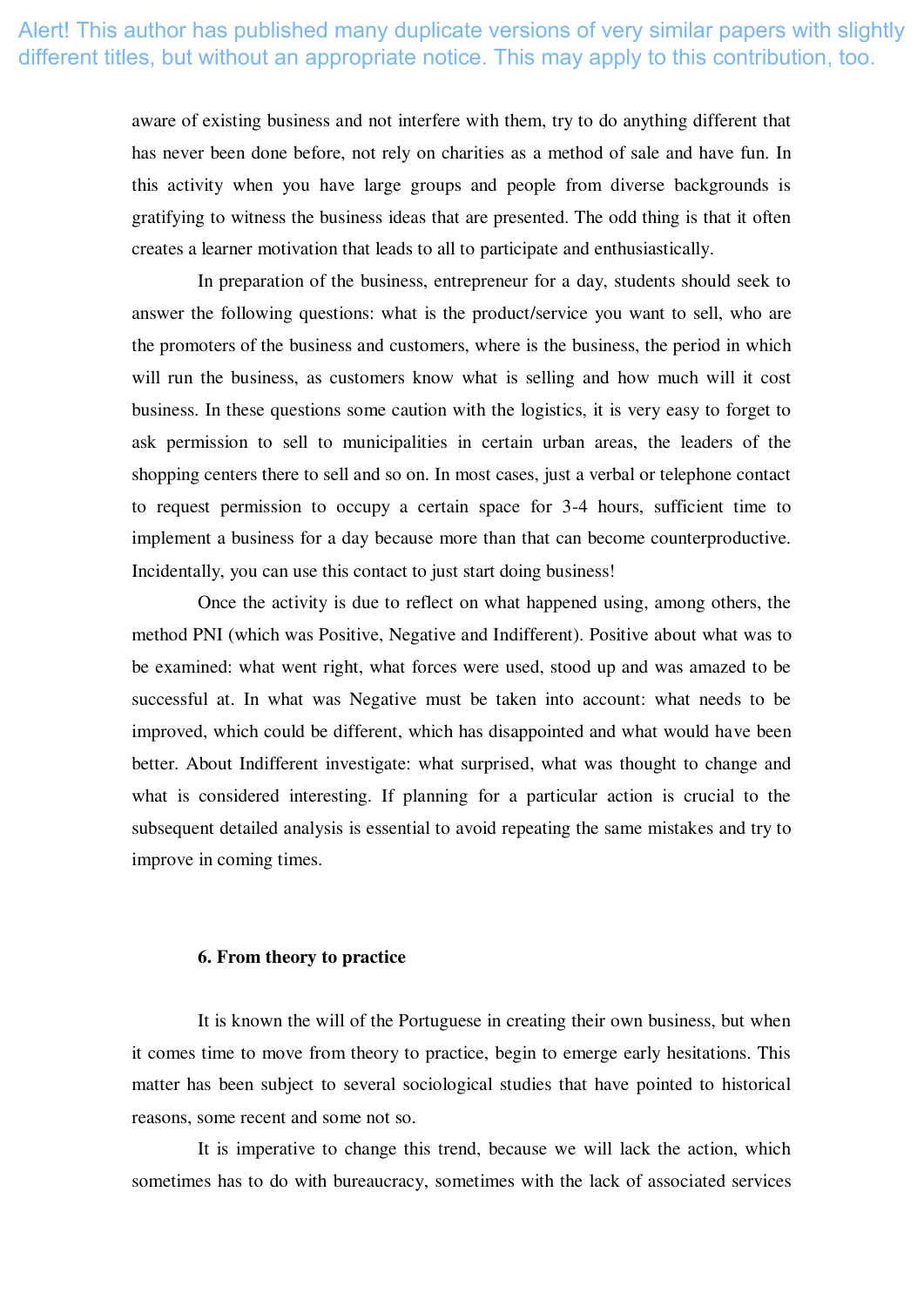Alert! This author has published many duplicate versions of very similar papers with slightly different titles, but without an appropriate notice. This may apply to this contribution, too.

aware of existing business and not interfere with them, try to do anything different that has never been done before, not rely on charities as a method of sale and have fun. In this activity when you have large groups and people from diverse backgrounds is gratifying to witness the business ideas that are presented. The odd thing is that it often creates a learner motivation that leads to all to participate and enthusiastically.

In preparation of the business, entrepreneur for a day, students should seek to answer the following questions: what is the product/service you want to sell, who are the promoters of the business and customers, where is the business, the period in which will run the business, as customers know what is selling and how much will it cost business. In these questions some caution with the logistics, it is very easy to forget to ask permission to sell to municipalities in certain urban areas, the leaders of the shopping centers there to sell and so on. In most cases, just a verbal or telephone contact to request permission to occupy a certain space for 3-4 hours, sufficient time to implement a business for a day because more than that can become counterproductive. Incidentally, you can use this contact to just start doing business!

Once the activity is due to reflect on what happened using, among others, the method PNI (which was Positive, Negative and Indifferent). Positive about what was to be examined: what went right, what forces were used, stood up and was amazed to be successful at. In what was Negative must be taken into account: what needs to be improved, which could be different, which has disappointed and what would have been better. About Indifferent investigate: what surprised, what was thought to change and what is considered interesting. If planning for a particular action is crucial to the subsequent detailed analysis is essential to avoid repeating the same mistakes and try to improve in coming times.

## 6. From theory to practice

It is known the will of the Portuguese in creating their own business, but when it comes time to move from theory to practice, begin to emerge early hesitations. This matter has been subject to several sociological studies that have pointed to historical reasons, some recent and some not so.

It is imperative to change this trend, because we will lack the action, which sometimes has to do with bureaucracy, sometimes with the lack of associated services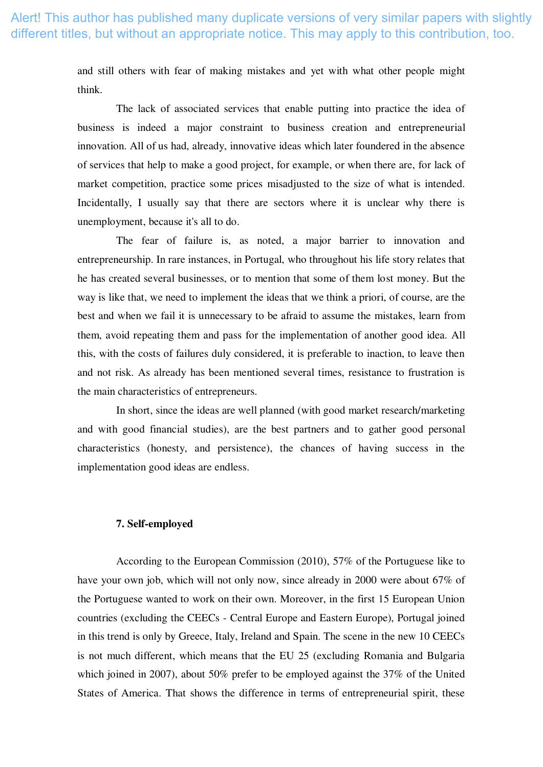and still others with fear of making mistakes and yet with what other people might think.

The lack of associated services that enable putting into practice the idea of business is indeed a major constraint to business creation and entrepreneurial innovation. All of us had, already, innovative ideas which later foundered in the absence of services that help to make a good project, for example, or when there are, for lack of market competition, practice some prices misadjusted to the size of what is intended. Incidentally, I usually say that there are sectors where it is unclear why there is unemployment, because it's all to do.

The fear of failure is, as noted, a major barrier to innovation and entrepreneurship. In rare instances, in Portugal, who throughout his life story relates that he has created several businesses, or to mention that some of them lost money. But the way is like that, we need to implement the ideas that we think a priori, of course, are the best and when we fail it is unnecessary to be afraid to assume the mistakes, learn from them, avoid repeating them and pass for the implementation of another good idea. All this, with the costs of failures duly considered, it is preferable to inaction, to leave then and not risk. As already has been mentioned several times, resistance to frustration is the main characteristics of entrepreneurs.

In short, since the ideas are well planned (with good market research/marketing and with good financial studies), are the best partners and to gather good personal characteristics (honesty, and persistence), the chances of having success in the implementation good ideas are endless.

## 7. Self-employed

According to the European Commission (2010), 57% of the Portuguese like to have your own job, which will not only now, since already in 2000 were about 67% of the Portuguese wanted to work on their own. Moreover, in the first 15 European Union countries (excluding the CEECs - Central Europe and Eastern Europe), Portugal joined in this trend is only by Greece, Italy, Ireland and Spain. The scene in the new 10 CEECs is not much different, which means that the EU 25 (excluding Romania and Bulgaria which joined in 2007), about 50% prefer to be employed against the 37% of the United States of America. That shows the difference in terms of entrepreneurial spirit, these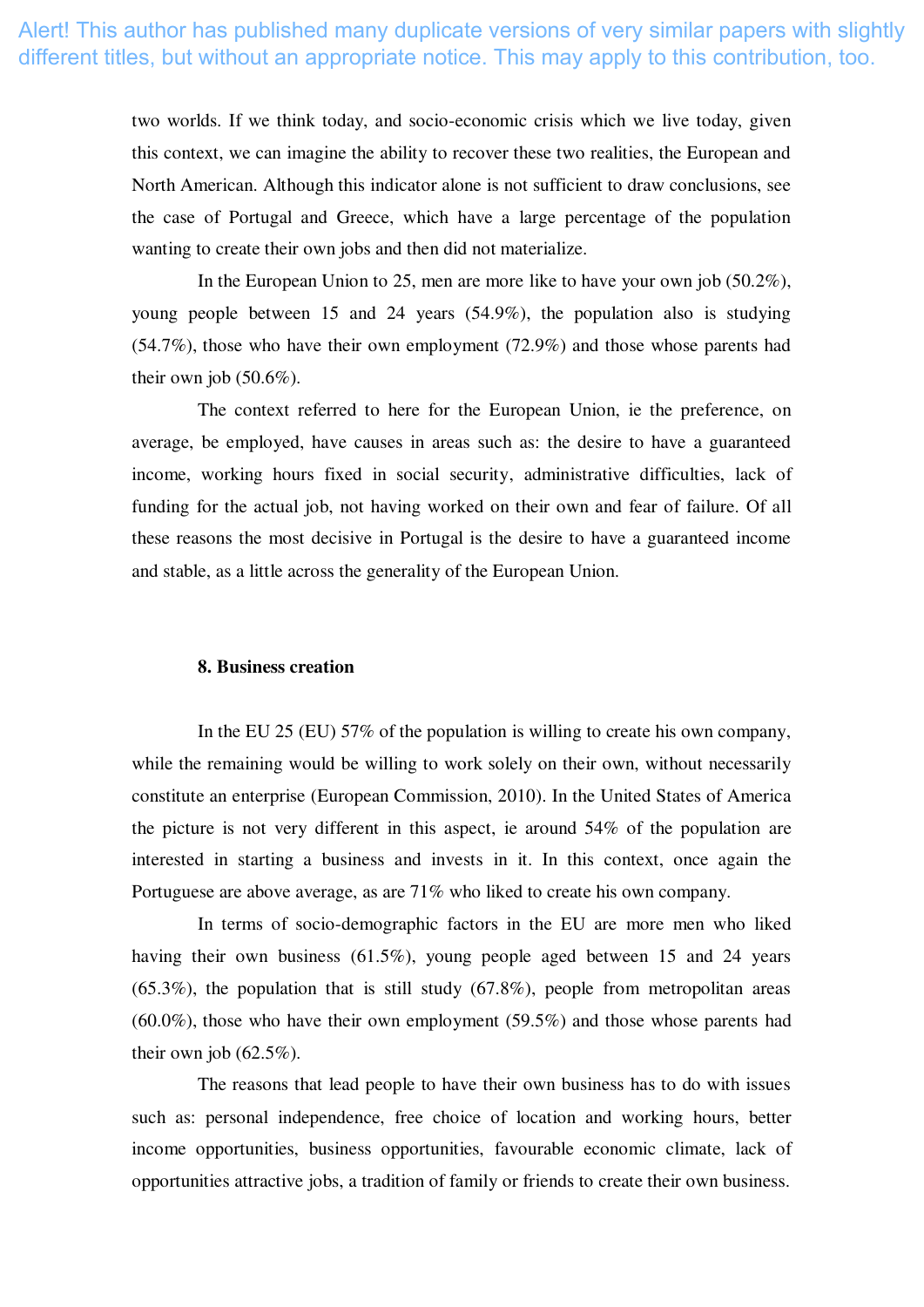Alert! This author has published many duplicate versions of very similar papers with slightly different titles, but without an appropriate notice. This may apply to this contribution, too.

two worlds. If we think today, and socio-economic crisis which we live today, given this context, we can imagine the ability to recover these two realities, the European and North American. Although this indicator alone is not sufficient to draw conclusions, see the case of Portugal and Greece, which have a large percentage of the population wanting to create their own jobs and then did not materialize.

In the European Union to 25, men are more like to have your own job (50.2%), young people between 15 and 24 years (54.9%), the population also is studying (54.7%), those who have their own employment (72.9%) and those whose parents had their own job (50.6%).

The context referred to here for the European Union, ie the preference, on average, be employed, have causes in areas such as: the desire to have a guaranteed income, working hours fixed in social security, administrative difficulties, lack of funding for the actual job, not having worked on their own and fear of failure. Of all these reasons the most decisive in Portugal is the desire to have a guaranteed income and stable, as a little across the generality of the European Union.

**8. Business creation**

In the EU 25 (EU) 57% of the population is willing to create his own company, while the remaining would be willing to work solely on their own, without necessarily constitute an enterprise (European Commission, 2010). In the United States of America the picture is not very different in this aspect, ie around 54% of the population are interested in starting a business and invests in it. In this context, once again the Portuguese are above average, as are 71% who liked to create his own company.

In terms of socio-demographic factors in the EU are more men who liked having their own business (61.5%), young people aged between 15 and 24 years (65.3%), the population that is still study (67.8%), people from metropolitan areas (60.0%), those who have their own employment (59.5%) and those whose parents had their own job (62.5%).

The reasons that lead people to have their own business has to do with issues such as: personal independence, free choice of location and working hours, better income opportunities, business opportunities, favourable economic climate, lack of opportunities attractive jobs, a tradition of family or friends to create their own business.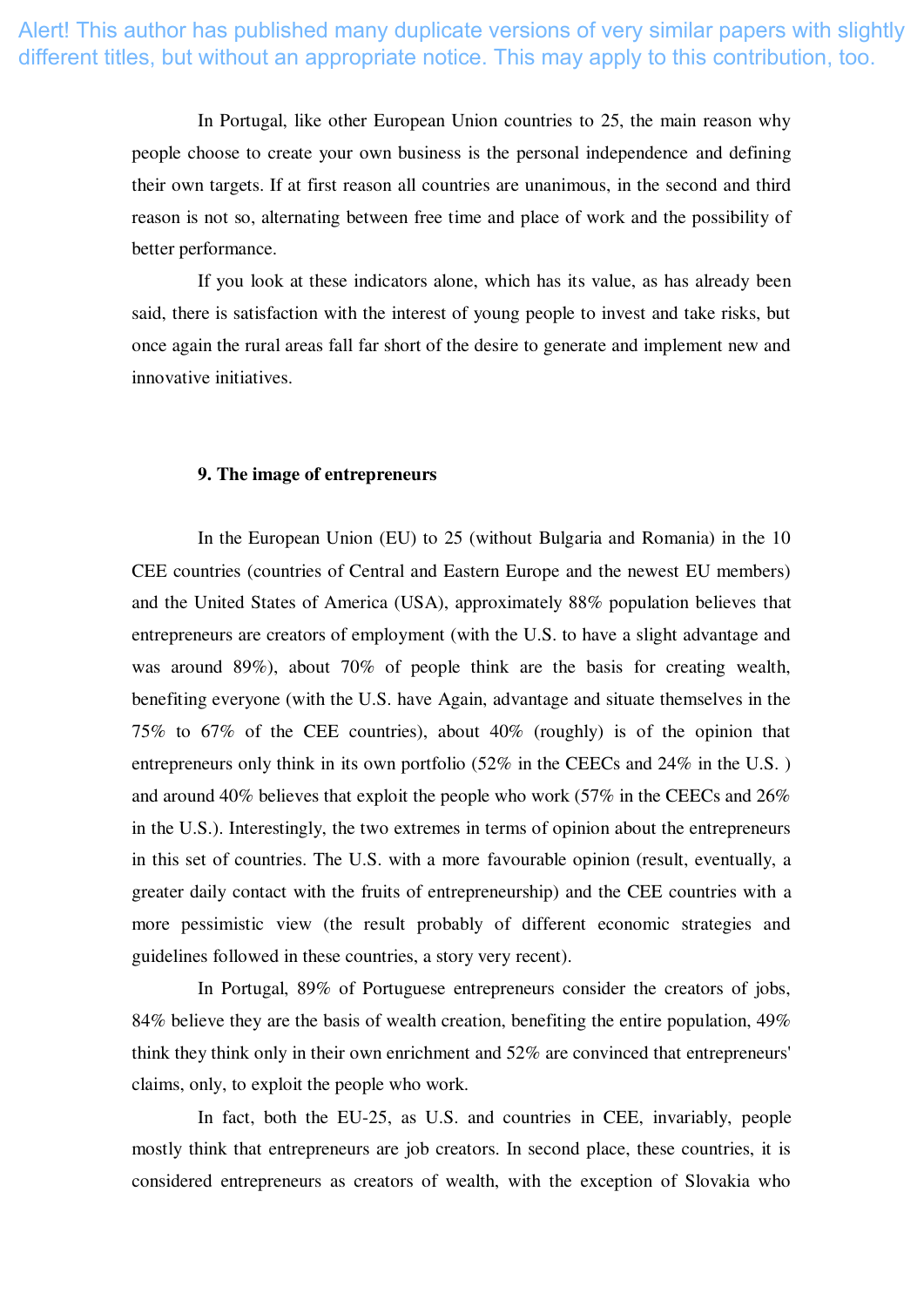Alert! This author has published many duplicate versions of very similar papers with slightly different titles, but without an appropriate notice. This may apply to this contribution, too.

In Portugal, like other European Union countries to 25, the main reason why people choose to create your own business is the personal independence and defining their own targets. If at first reason all countries are unanimous, in the second and third reason is not so, alternating between free time and place of work and the possibility of better performance.

If you look at these indicators alone, which has its value, as has already been said, there is satisfaction with the interest of young people to invest and take risks, but once again the rural areas fall far short of the desire to generate and implement new and innovative initiatives.

## 9. The image of entrepreneurs

In the European Union (EU) to 25 (without Bulgaria and Romania) in the 10 CEE countries (countries of Central and Eastern Europe and the newest EU members) and the United States of America (USA), approximately 88% population believes that entrepreneurs are creators of employment (with the U.S. to have a slight advantage and was around 89%), about 70% of people think are the basis for creating wealth, benefiting everyone (with the U.S. have Again, advantage and situate themselves in the 75% to 67% of the CEE countries), about 40% (roughly) is of the opinion that entrepreneurs only think in its own portfolio (52% in the CEECs and 24% in the U.S. ) and around 40% believes that exploit the people who work (57% in the CEECs and 26% in the U.S.). Interestingly, the two extremes in terms of opinion about the entrepreneurs in this set of countries. The U.S. with a more favourable opinion (result, eventually, a greater daily contact with the fruits of entrepreneurship) and the CEE countries with a more pessimistic view (the result probably of different economic strategies and guidelines followed in these countries, a story very recent).

In Portugal, 89% of Portuguese entrepreneurs consider the creators of jobs, 84% believe they are the basis of wealth creation, benefiting the entire population, 49% think they think only in their own enrichment and 52% are convinced that entrepreneurs' claims, only, to exploit the people who work.

In fact, both the EU-25, as U.S. and countries in CEE, invariably, people mostly think that entrepreneurs are job creators. In second place, these countries, it is considered entrepreneurs as creators of wealth, with the exception of Slovakia who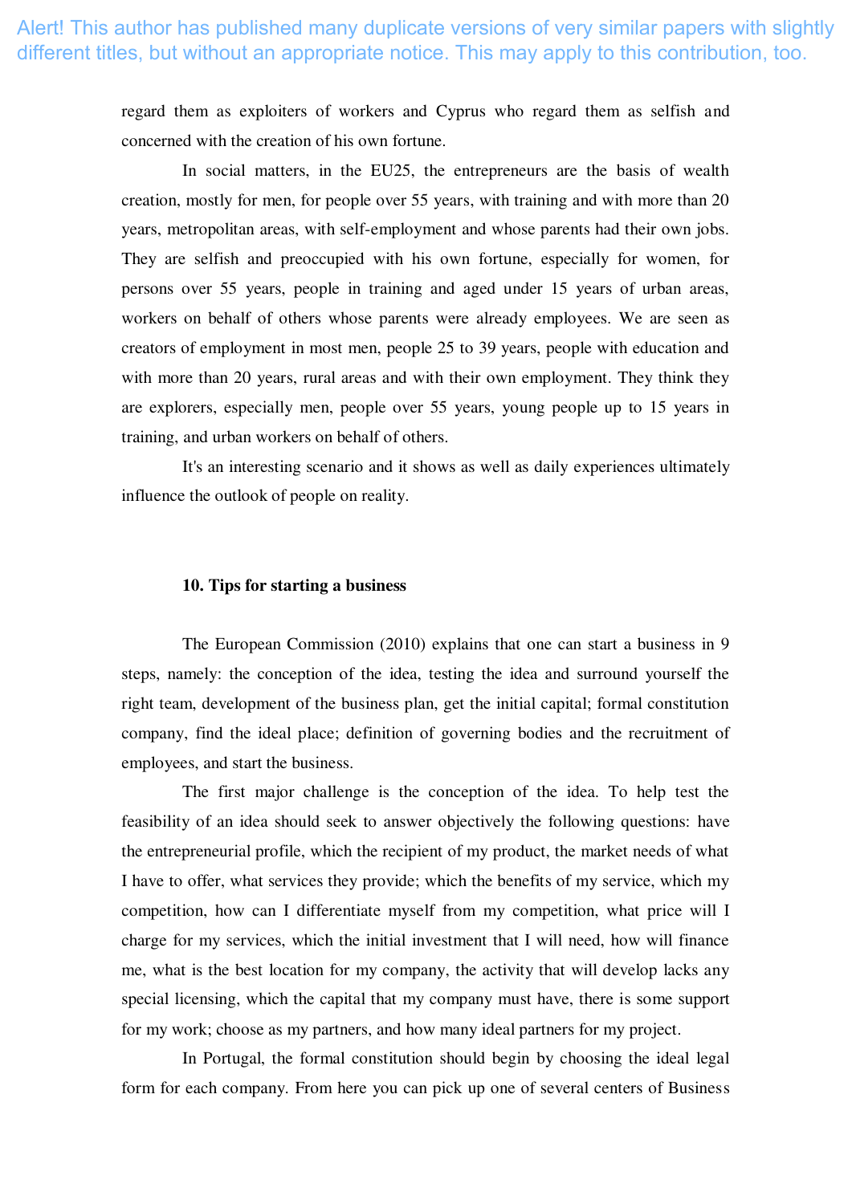Alert! This author has published many duplicate versions of very similar papers with slightly different titles, but without an appropriate notice. This may apply to this contribution, too.

regard them as exploiters of workers and Cyprus who regard them as selfish and concerned with the creation of his own fortune.

In social matters, in the EU25, the entrepreneurs are the basis of wealth creation, mostly for men, for people over 55 years, with training and with more than 20 years, metropolitan areas, with self-employment and whose parents had their own jobs. They are selfish and preoccupied with his own fortune, especially for women, for persons over 55 years, people in training and aged under 15 years of urban areas, workers on behalf of others whose parents were already employees. We are seen as creators of employment in most men, people 25 to 39 years, people with education and with more than 20 years, rural areas and with their own employment. They think they are explorers, especially men, people over 55 years, young people up to 15 years in training, and urban workers on behalf of others.

It's an interesting scenario and it shows as well as daily experiences ultimately influence the outlook of people on reality.

## 10. Tips for starting a business

The European Commission (2010) explains that one can start a business in 9 steps, namely: the conception of the idea, testing the idea and surround yourself the right team, development of the business plan, get the initial capital; formal constitution company, find the ideal place; definition of governing bodies and the recruitment of employees, and start the business.

The first major challenge is the conception of the idea. To help test the feasibility of an idea should seek to answer objectively the following questions: have the entrepreneurial profile, which the recipient of my product, the market needs of what I have to offer, what services they provide; which the benefits of my service, which my competition, how can I differentiate myself from my competition, what price will I charge for my services, which the initial investment that I will need, how will finance me, what is the best location for my company, the activity that will develop lacks any special licensing, which the capital that my company must have, there is some support for my work; choose as my partners, and how many ideal partners for my project.

In Portugal, the formal constitution should begin by choosing the ideal legal form for each company. From here you can pick up one of several centers of Business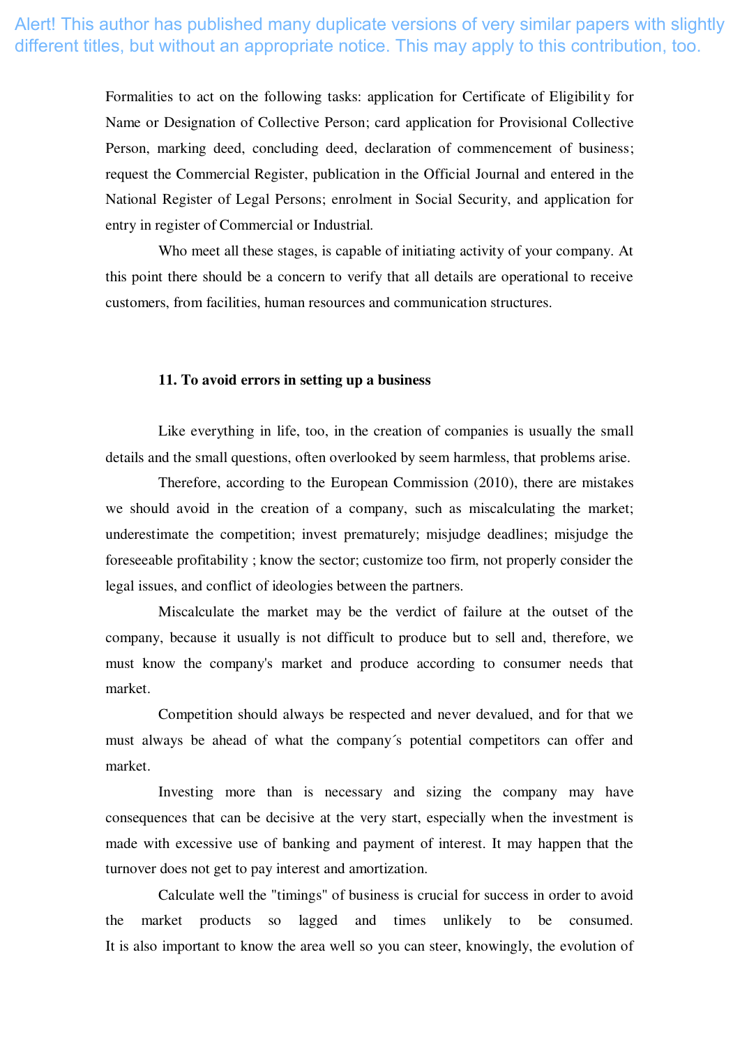Alert! This author has published many duplicate versions of very similar papers with slightly different titles, but without an appropriate notice. This may apply to this contribution, too.

Formalities to act on the following tasks: application for Certificate of Eligibility for Name or Designation of Collective Person; card application for Provisional Collective Person, marking deed, concluding deed, declaration of commencement of business; request the Commercial Register, publication in the Official Journal and entered in the National Register of Legal Persons; enrolment in Social Security, and application for entry in register of Commercial or Industrial.

Who meet all these stages, is capable of initiating activity of your company. At this point there should be a concern to verify that all details are operational to receive customers, from facilities, human resources and communication structures.

### 11. To avoid errors in setting up a business

Like everything in life, too, in the creation of companies is usually the small details and the small questions, often overlooked by seem harmless, that problems arise.

Therefore, according to the European Commission (2010), there are mistakes we should avoid in the creation of a company, such as miscalculating the market; underestimate the competition; invest prematurely; misjudge deadlines; misjudge the foreseeable profitability ; know the sector; customize too firm, not properly consider the legal issues, and conflict of ideologies between the partners.

Miscalculate the market may be the verdict of failure at the outset of the company, because it usually is not difficult to produce but to sell and, therefore, we must know the company's market and produce according to consumer needs that market.

Competition should always be respected and never devalued, and for that we must always be ahead of what the company´s potential competitors can offer and market.

Investing more than is necessary and sizing the company may have consequences that can be decisive at the very start, especially when the investment is made with excessive use of banking and payment of interest. It may happen that the turnover does not get to pay interest and amortization.

Calculate well the "timings" of business is crucial for success in order to avoid the market products so lagged and times unlikely to be consumed. It is also important to know the area well so you can steer, knowingly, the evolution of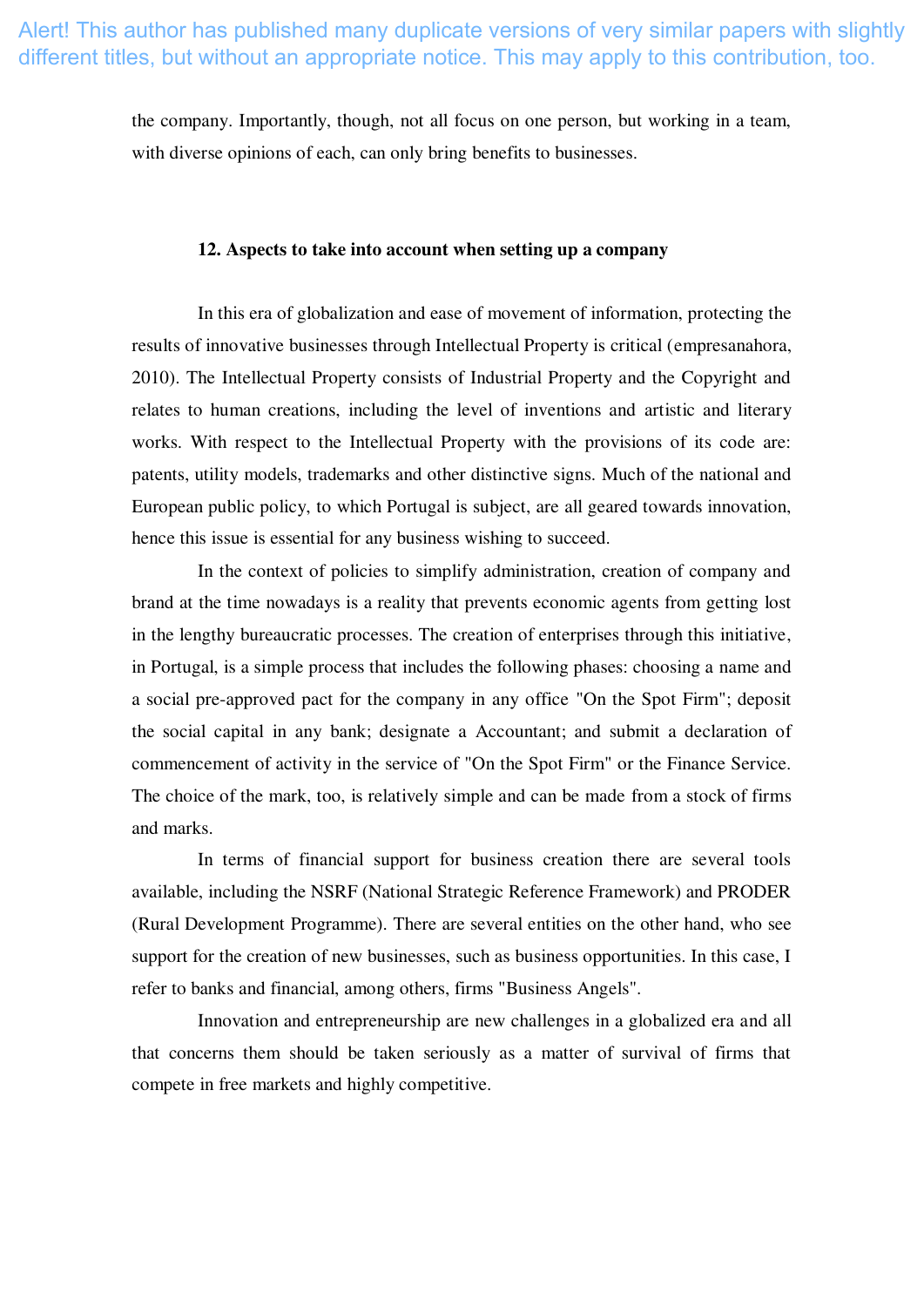Alert! This author has published many duplicate versions of very similar papers with slightly different titles, but without an appropriate notice. This may apply to this contribution, too.

the company. Importantly, though, not all focus on one person, but working in a team, with diverse opinions of each, can only bring benefits to businesses.

## 12. Aspects to take into account when setting up a company

In this era of globalization and ease of movement of information, protecting the results of innovative businesses through Intellectual Property is critical (empresanahora, 2010). The Intellectual Property consists of Industrial Property and the Copyright and relates to human creations, including the level of inventions and artistic and literary works. With respect to the Intellectual Property with the provisions of its code are: patents, utility models, trademarks and other distinctive signs. Much of the national and European public policy, to which Portugal is subject, are all geared towards innovation, hence this issue is essential for any business wishing to succeed.

In the context of policies to simplify administration, creation of company and brand at the time nowadays is a reality that prevents economic agents from getting lost in the lengthy bureaucratic processes. The creation of enterprises through this initiative, in Portugal, is a simple process that includes the following phases: choosing a name and a social pre-approved pact for the company in any office "On the Spot Firm"; deposit the social capital in any bank; designate a Accountant; and submit a declaration of commencement of activity in the service of "On the Spot Firm" or the Finance Service. The choice of the mark, too, is relatively simple and can be made from a stock of firms and marks.

In terms of financial support for business creation there are several tools available, including the NSRF (National Strategic Reference Framework) and PRODER (Rural Development Programme). There are several entities on the other hand, who see support for the creation of new businesses, such as business opportunities. In this case, I refer to banks and financial, among others, firms "Business Angels".

Innovation and entrepreneurship are new challenges in a globalized era and all that concerns them should be taken seriously as a matter of survival of firms that compete in free markets and highly competitive.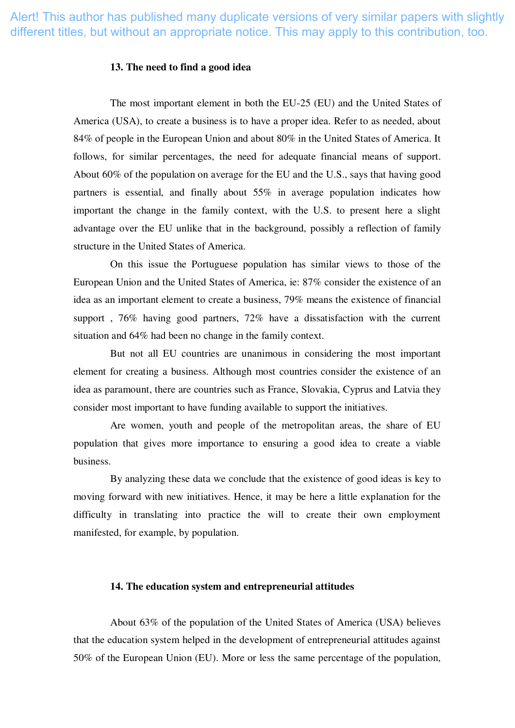Alert! This author has published many duplicate versions of very similar papers with slightly different titles, but without an appropriate notice. This may apply to this contribution, too.

### 13. The need to find a good idea

The most important element in both the EU-25 (EU) and the United States of America (USA), to create a business is to have a proper idea. Refer to as needed, about 84% of people in the European Union and about 80% in the United States of America. It follows, for similar percentages, the need for adequate financial means of support. About 60% of the population on average for the EU and the U.S., says that having good partners is essential, and finally about 55% in average population indicates how important the change in the family context, with the U.S. to present here a slight advantage over the EU unlike that in the background, possibly a reflection of family structure in the United States of America.

On this issue the Portuguese population has similar views to those of the European Union and the United States of America, ie: 87% consider the existence of an idea as an important element to create a business, 79% means the existence of financial support , 76% having good partners, 72% have a dissatisfaction with the current situation and 64% had been no change in the family context.

But not all EU countries are unanimous in considering the most important element for creating a business. Although most countries consider the existence of an idea as paramount, there are countries such as France, Slovakia, Cyprus and Latvia they consider most important to have funding available to support the initiatives.

Are women, youth and people of the metropolitan areas, the share of EU population that gives more importance to ensuring a good idea to create a viable business.

By analyzing these data we conclude that the existence of good ideas is key to moving forward with new initiatives. Hence, it may be here a little explanation for the difficulty in translating into practice the will to create their own employment manifested, for example, by population.

### 14. The education system and entrepreneurial attitudes

About 63% of the population of the United States of America (USA) believes that the education system helped in the development of entrepreneurial attitudes against 50% of the European Union (EU). More or less the same percentage of the population,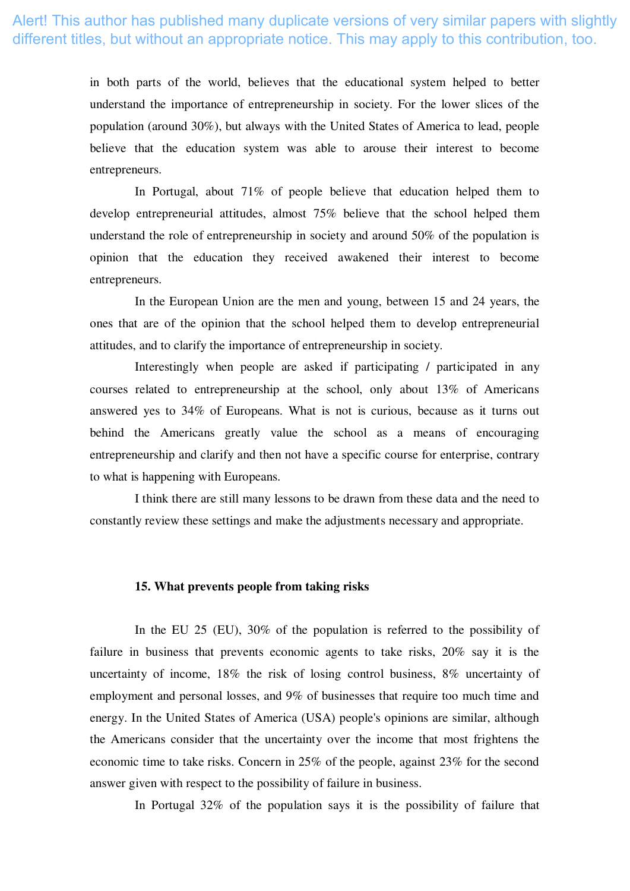Alert! This author has published many duplicate versions of very similar papers with slightly different titles, but without an appropriate notice. This may apply to this contribution, too.

in both parts of the world, believes that the educational system helped to better understand the importance of entrepreneurship in society. For the lower slices of the population (around 30%), but always with the United States of America to lead, people believe that the education system was able to arouse their interest to become entrepreneurs.

In Portugal, about 71% of people believe that education helped them to develop entrepreneurial attitudes, almost 75% believe that the school helped them understand the role of entrepreneurship in society and around 50% of the population is opinion that the education they received awakened their interest to become entrepreneurs.

In the European Union are the men and young, between 15 and 24 years, the ones that are of the opinion that the school helped them to develop entrepreneurial attitudes, and to clarify the importance of entrepreneurship in society.

Interestingly when people are asked if participating / participated in any courses related to entrepreneurship at the school, only about 13% of Americans answered yes to 34% of Europeans. What is not is curious, because as it turns out behind the Americans greatly value the school as a means of encouraging entrepreneurship and clarify and then not have a specific course for enterprise, contrary to what is happening with Europeans.

I think there are still many lessons to be drawn from these data and the need to constantly review these settings and make the adjustments necessary and appropriate.

### 15. What prevents people from taking risks

In the EU 25 (EU), 30% of the population is referred to the possibility of failure in business that prevents economic agents to take risks, 20% say it is the uncertainty of income, 18% the risk of losing control business, 8% uncertainty of employment and personal losses, and 9% of businesses that require too much time and energy. In the United States of America (USA) people's opinions are similar, although the Americans consider that the uncertainty over the income that most frightens the economic time to take risks. Concern in 25% of the people, against 23% for the second answer given with respect to the possibility of failure in business.

In Portugal 32% of the population says it is the possibility of failure that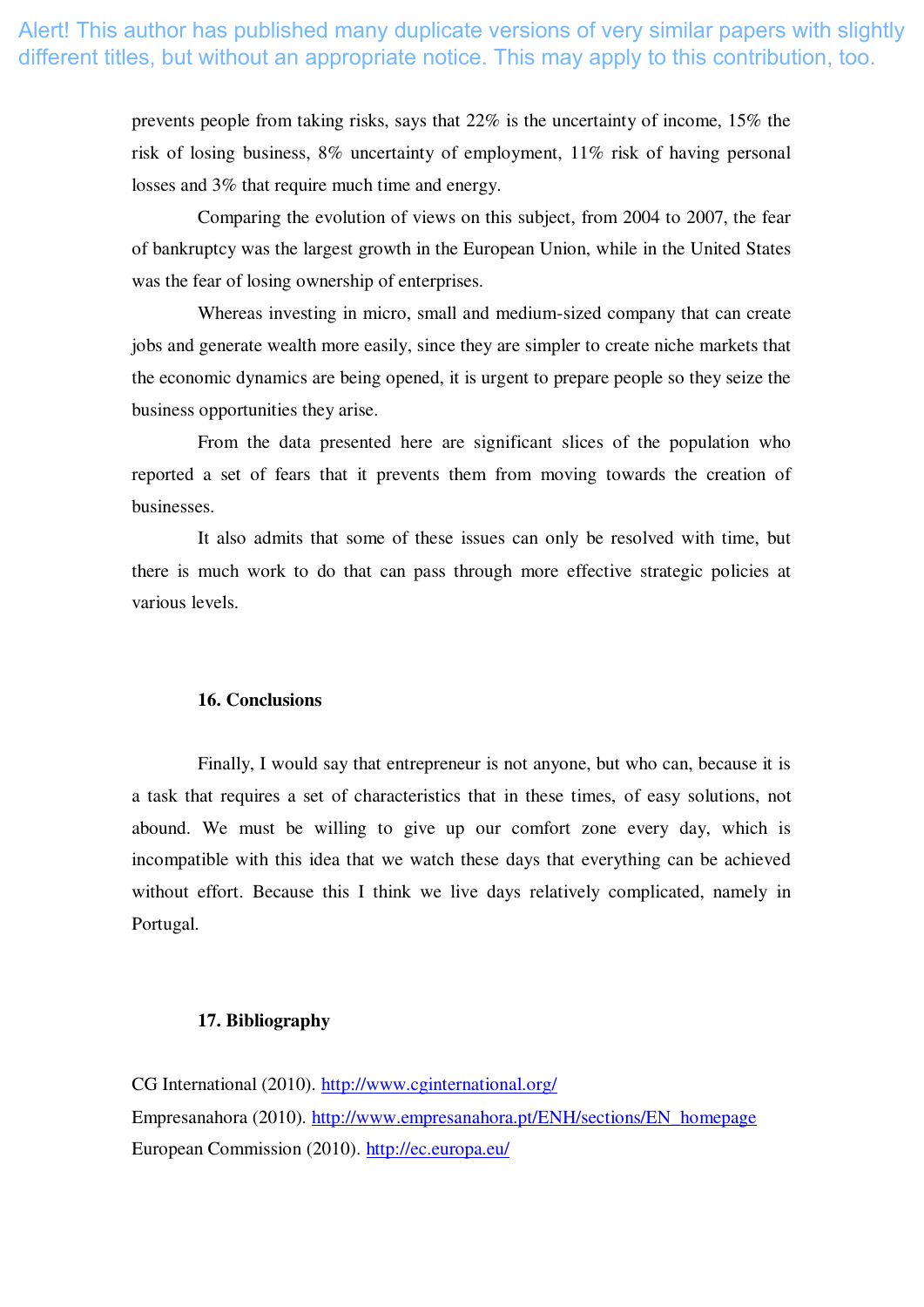Alert! This author has published many duplicate versions of very similar papers with slightly different titles, but without an appropriate notice. This may apply to this contribution, too.

prevents people from taking risks, says that 22% is the uncertainty of income, 15% the risk of losing business, 8% uncertainty of employment, 11% risk of having personal losses and 3% that require much time and energy.

Comparing the evolution of views on this subject, from 2004 to 2007, the fear of bankruptcy was the largest growth in the European Union, while in the United States was the fear of losing ownership of enterprises.

Whereas investing in micro, small and medium-sized company that can create jobs and generate wealth more easily, since they are simpler to create niche markets that the economic dynamics are being opened, it is urgent to prepare people so they seize the business opportunities they arise.

From the data presented here are significant slices of the population who reported a set of fears that it prevents them from moving towards the creation of businesses.

It also admits that some of these issues can only be resolved with time, but there is much work to do that can pass through more effective strategic policies at various levels.

## 16. Conclusions

Finally, I would say that entrepreneur is not anyone, but who can, because it is a task that requires a set of characteristics that in these times, of easy solutions, not abound. We must be willing to give up our comfort zone every day, which is incompatible with this idea that we watch these days that everything can be achieved without effort. Because this I think we live days relatively complicated, namely in Portugal.

## 17. Bibliography

CG International (2010). http://www.cginternational.org/

Empresanahora (2010). http://www.empresanahora.pt/ENH/sections/EN_homepage

European Commission (2010). http://ec.europa.eu/